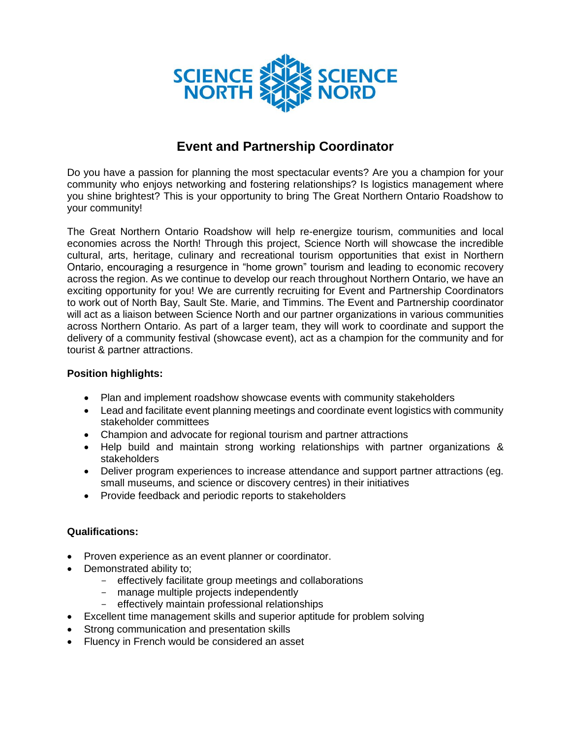SCIENCE NORTH SCIENCE NORD

# Event and Partnership Coordinator

Do you have a passion for planning the most spectacular events? Are you a champion for your community who enjoys networking and fostering relationships? Is logistics management where you shine brightest? This is your opportunity to bring The Great Northern Ontario Roadshow to your community!

The Great Northern Ontario Roadshow will help re-energize tourism, communities and local economies across the North! Through this project, Science North will showcase the incredible cultural, arts, heritage, culinary and recreational tourism opportunities that exist in Northern Ontario, encouraging a resurgence in "home grown" tourism and leading to economic recovery across the region. As we continue to develop our reach throughout Northern Ontario, we have an exciting opportunity for you! We are currently recruiting for Event and Partnership Coordinators to work out of North Bay, Sault Ste. Marie, and Timmins. The Event and Partnership coordinator will act as a liaison between Science North and our partner organizations in various communities across Northern Ontario. As part of a larger team, they will work to coordinate and support the delivery of a community festival (showcase event), act as a champion for the community and for tourist & partner attractions.

**Position highlights:**

- Plan and implement roadshow showcase events with community stakeholders
- Lead and facilitate event planning meetings and coordinate event logistics with community stakeholder committees
- Champion and advocate for regional tourism and partner attractions
- Help build and maintain strong working relationships with partner organizations & stakeholders
- Deliver program experiences to increase attendance and support partner attractions (eg. small museums, and science or discovery centres) in their initiatives
- Provide feedback and periodic reports to stakeholders

**Qualifications:**

- Proven experience as an event planner or coordinator.
- Demonstrated ability to;
    - effectively facilitate group meetings and collaborations
    - manage multiple projects independently
    - effectively maintain professional relationships
- Excellent time management skills and superior aptitude for problem solving
- Strong communication and presentation skills
- Fluency in French would be considered an asset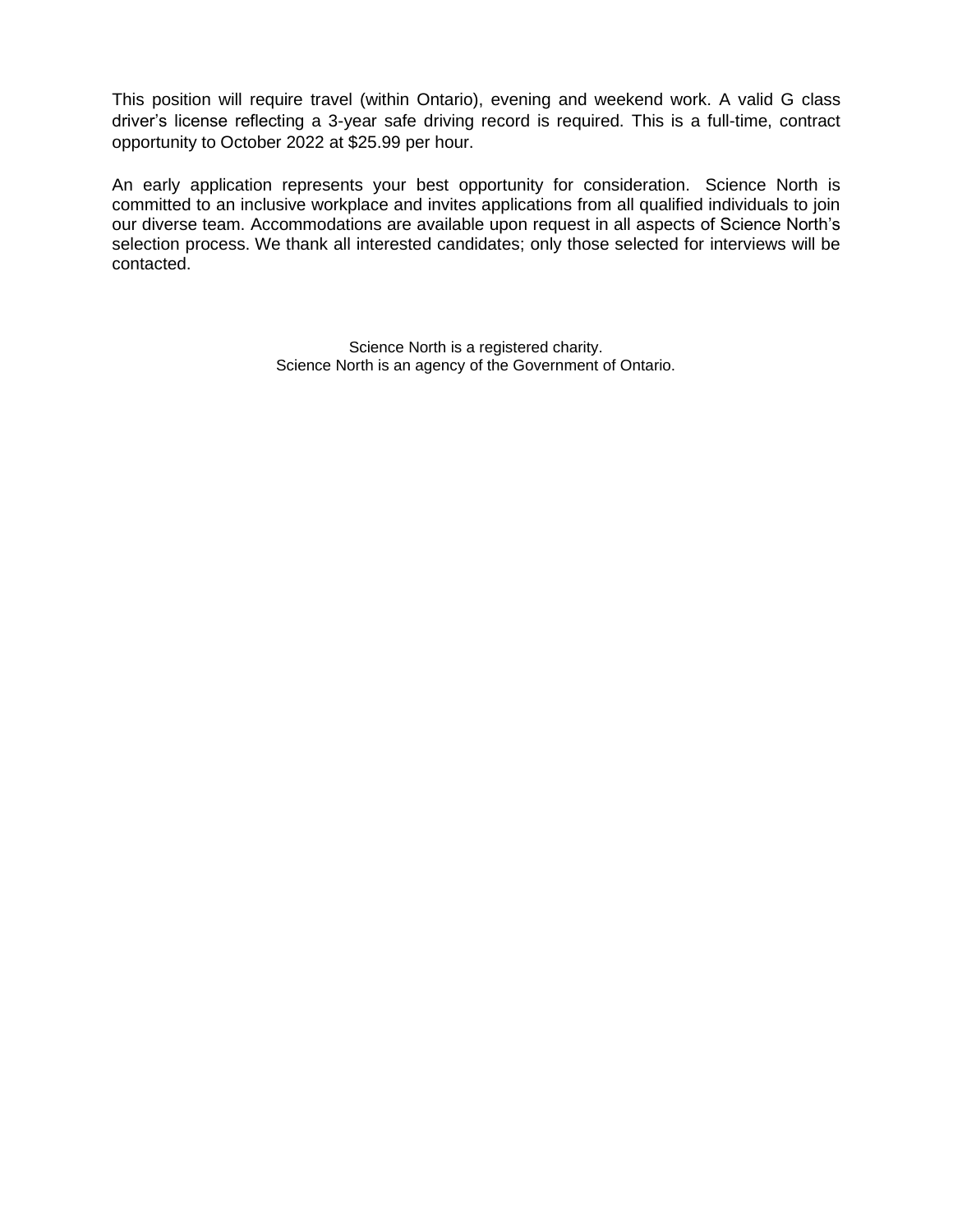This position will require travel (within Ontario), evening and weekend work. A valid G class driver's license reflecting a 3-year safe driving record is required. This is a full-time, contract opportunity to October 2022 at $25.99 per hour.

An early application represents your best opportunity for consideration. Science North is committed to an inclusive workplace and invites applications from all qualified individuals to join our diverse team. Accommodations are available upon request in all aspects of Science North's selection process. We thank all interested candidates; only those selected for interviews will be contacted.

Science North is a registered charity.
Science North is an agency of the Government of Ontario.